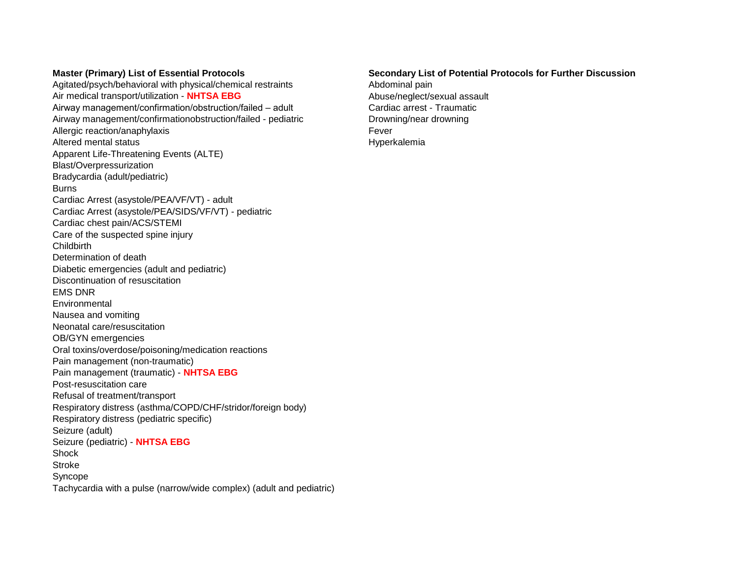**Master (Primary) List of Essential Protocols**

Agitated/psych/behavioral with physical/chemical restraints
Air medical transport/utilization - **NHTSA EBG**
Airway management/confirmation/obstruction/failed – adult
Airway management/confirmationobstruction/failed - pediatric
Allergic reaction/anaphylaxis
Altered mental status
Apparent Life-Threatening Events (ALTE)
Blast/Overpressurization
Bradycardia (adult/pediatric)
Burns
Cardiac Arrest (asystole/PEA/VF/VT) - adult
Cardiac Arrest (asystole/PEA/SIDS/VF/VT) - pediatric
Cardiac chest pain/ACS/STEMI
Care of the suspected spine injury
Childbirth
Determination of death
Diabetic emergencies (adult and pediatric)
Discontinuation of resuscitation
EMS DNR
Environmental
Nausea and vomiting
Neonatal care/resuscitation
OB/GYN emergencies
Oral toxins/overdose/poisoning/medication reactions
Pain management (non-traumatic)
Pain management (traumatic) - **NHTSA EBG**
Post-resuscitation care
Refusal of treatment/transport
Respiratory distress (asthma/COPD/CHF/stridor/foreign body)
Respiratory distress (pediatric specific)
Seizure (adult)
Seizure (pediatric) - **NHTSA EBG**
Shock
Stroke
Syncope
Tachycardia with a pulse (narrow/wide complex) (adult and pediatric)

**Secondary List of Potential Protocols for Further Discussion**

Abdominal pain
Abuse/neglect/sexual assault
Cardiac arrest - Traumatic
Drowning/near drowning
Fever
Hyperkalemia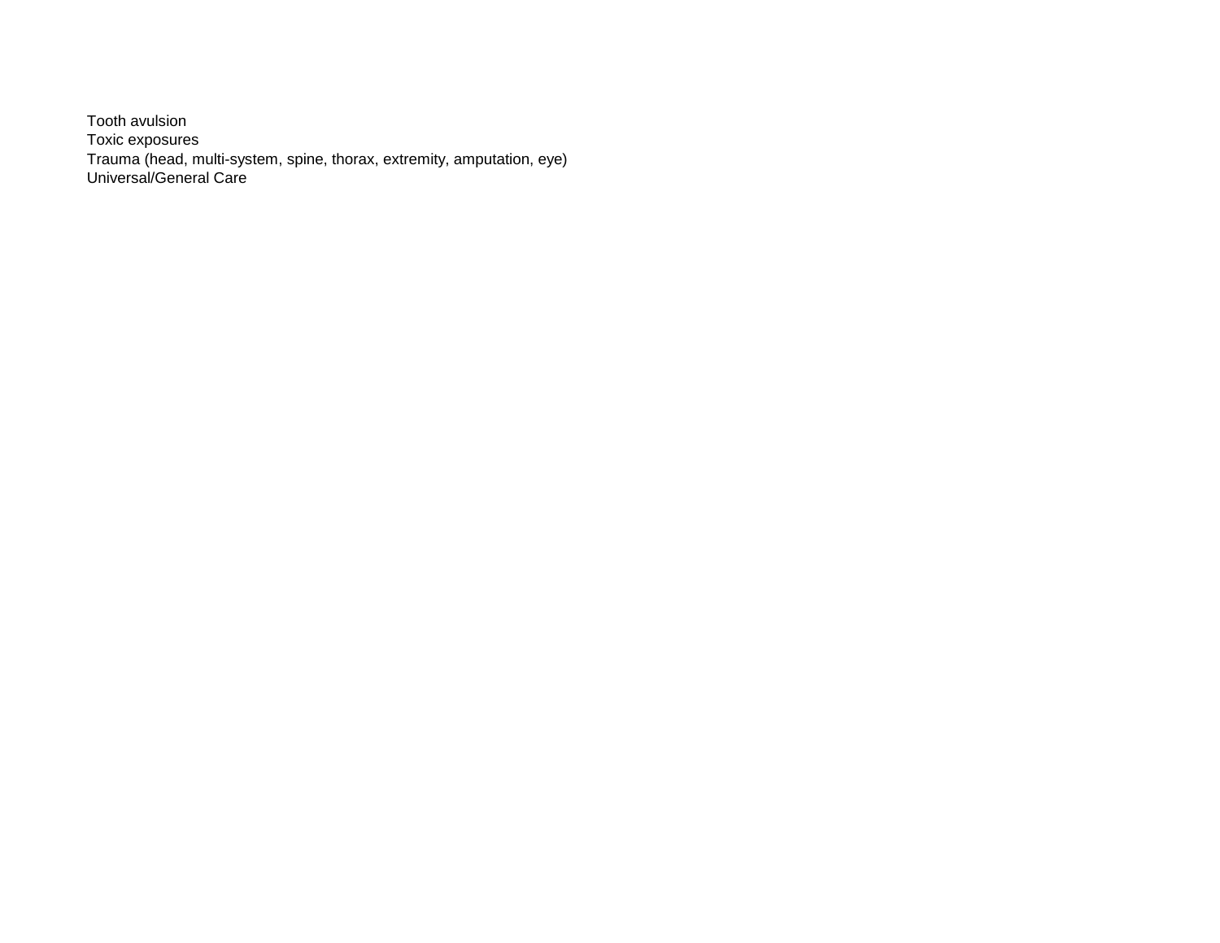Tooth avulsion
Toxic exposures
Trauma (head, multi-system, spine, thorax, extremity, amputation, eye)
Universal/General Care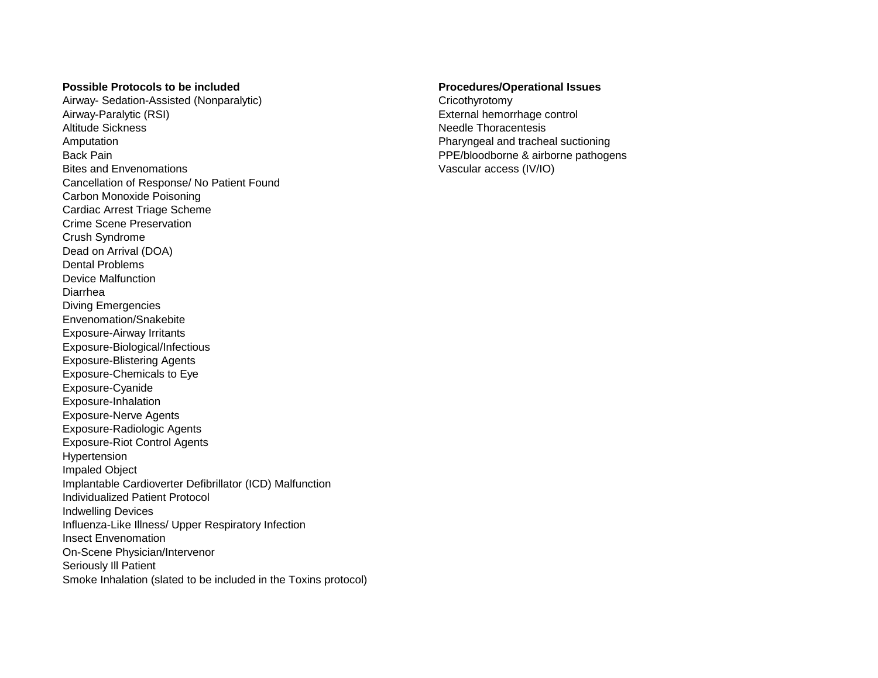**Possible Protocols to be included**

Airway- Sedation-Assisted (Nonparalytic)
Airway-Paralytic (RSI)
Altitude Sickness
Amputation
Back Pain
Bites and Envenomations
Cancellation of Response/ No Patient Found
Carbon Monoxide Poisoning
Cardiac Arrest Triage Scheme
Crime Scene Preservation
Crush Syndrome
Dead on Arrival (DOA)
Dental Problems
Device Malfunction
Diarrhea
Diving Emergencies
Envenomation/Snakebite
Exposure-Airway Irritants
Exposure-Biological/Infectious
Exposure-Blistering Agents
Exposure-Chemicals to Eye
Exposure-Cyanide
Exposure-Inhalation
Exposure-Nerve Agents
Exposure-Radiologic Agents
Exposure-Riot Control Agents
Hypertension
Impaled Object
Implantable Cardioverter Defibrillator (ICD) Malfunction
Individualized Patient Protocol
Indwelling Devices
Influenza-Like Illness/ Upper Respiratory Infection
Insect Envenomation
On-Scene Physician/Intervenor
Seriously Ill Patient
Smoke Inhalation (slated to be included in the Toxins protocol)

**Procedures/Operational Issues**

Cricothyrotomy
External hemorrhage control
Needle Thoracentesis
Pharyngeal and tracheal suctioning
PPE/bloodborne & airborne pathogens
Vascular access (IV/IO)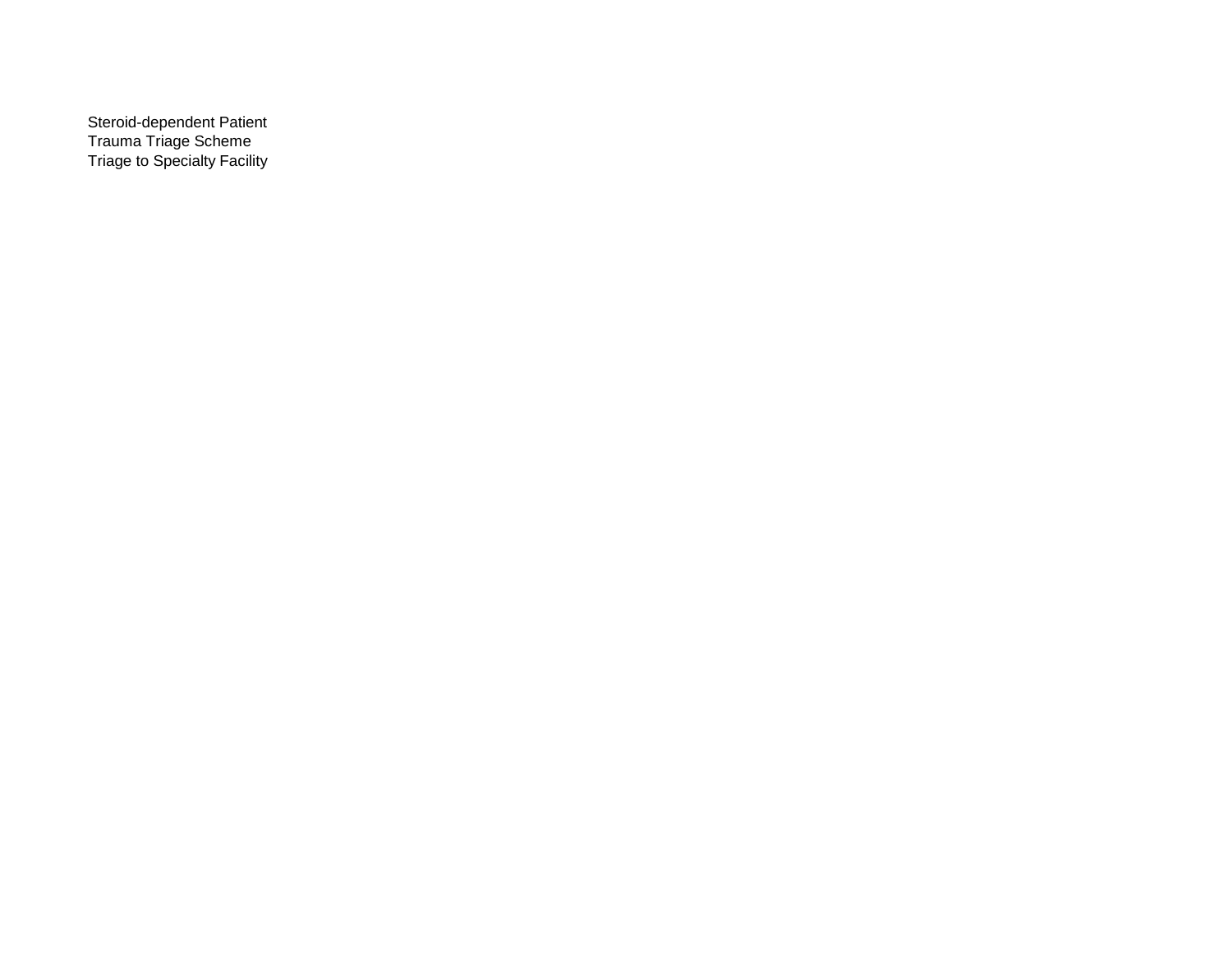Steroid-dependent Patient
Trauma Triage Scheme
Triage to Specialty Facility